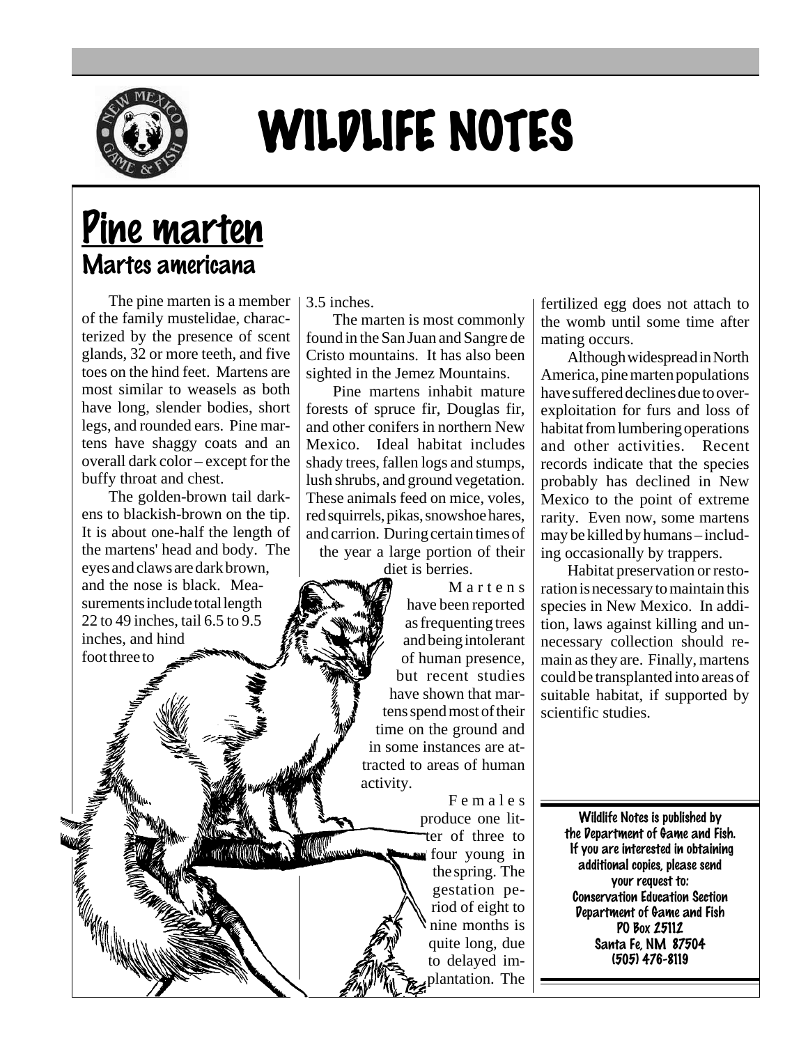# WILDLIFE NOTES

## Pine marten

### Martes americana

The pine marten is a member of the family mustelidae, characterized by the presence of scent glands, 32 or more teeth, and five toes on the hind feet. Martens are most similar to weasels as both have long, slender bodies, short legs, and rounded ears. Pine martens have shaggy coats and an overall dark color – except for the buffy throat and chest.

The golden-brown tail darkens to blackish-brown on the tip. It is about one-half the length of the martens' head and body. The eyes and claws are dark brown, and the nose is black. Measurements include total length 22 to 49 inches, tail 6.5 to 9.5 inches, and hind foot three to 3.5 inches.

The marten is most commonly found in the San Juan and Sangre de Cristo mountains. It has also been sighted in the Jemez Mountains.

Pine martens inhabit mature forests of spruce fir, Douglas fir, and other conifers in northern New Mexico. Ideal habitat includes shady trees, fallen logs and stumps, lush shrubs, and ground vegetation. These animals feed on mice, voles, red squirrels, pikas, snowshoe hares, and carrion. During certain times of the year a large portion of their diet is berries.

Martens have been reported as frequenting trees and being intolerant of human presence, but recent studies have shown that martens spend most of their time on the ground and in some instances are attracted to areas of human activity.

Females produce one litter of three to four young in the spring. The gestation period of eight to nine months is quite long, due to delayed implantation. The fertilized egg does not attach to the womb until some time after mating occurs.

Although widespread in North America, pine marten populations have suffered declines due to overexploitation for furs and loss of habitat from lumbering operations and other activities. Recent records indicate that the species probably has declined in New Mexico to the point of extreme rarity. Even now, some martens may be killed by humans – including occasionally by trappers.

Habitat preservation or restoration is necessary to maintain this species in New Mexico. In addition, laws against killing and unnecessary collection should remain as they are. Finally, martens could be transplanted into areas of suitable habitat, if supported by scientific studies.

Wildlife Notes is published by the Department of Game and Fish. If you are interested in obtaining additional copies, please send your request to:
Conservation Education Section
Department of Game and Fish
PO Box 25112
Santa Fe, NM 87504
(505) 476-8119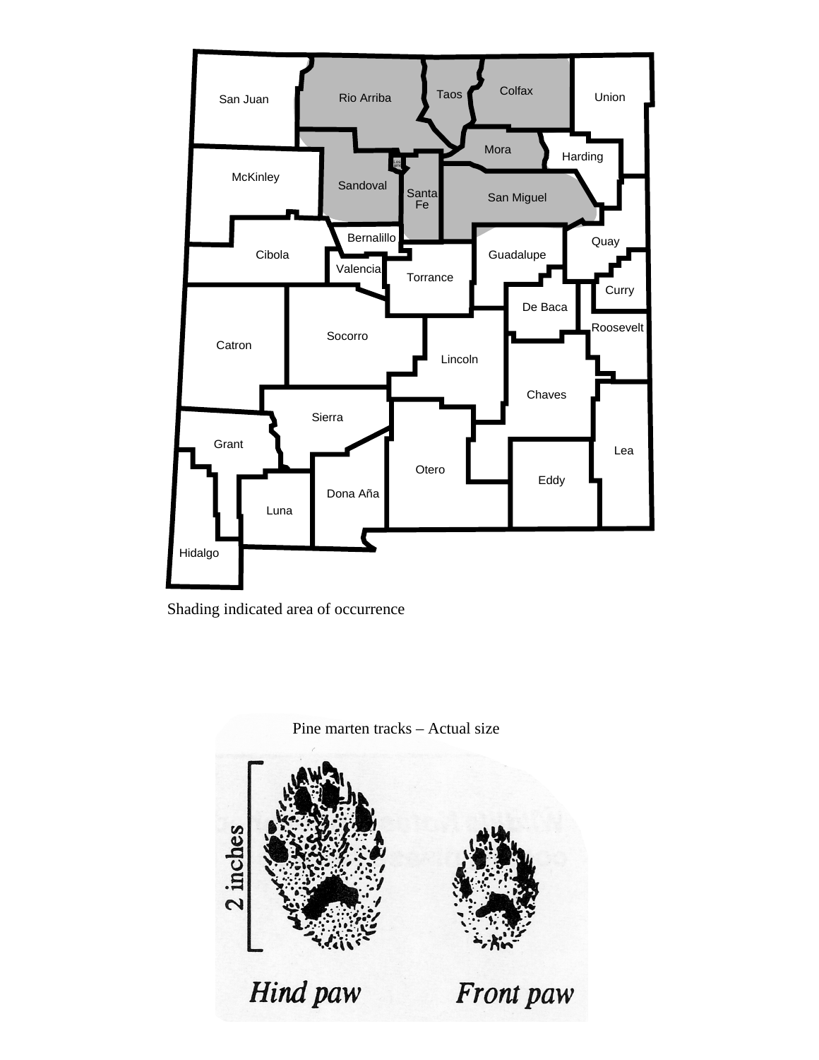San Juan

Rio Arriba

Taos

Colfax

Union

Mora

Harding

McKinley

Sandoval

Los Alamos

Santa Fe

San Miguel

Bernalillo

Quay

Cibola

Valencia

Torrance

Guadalupe

Curry

De Baca

Roosevelt

Catron

Socorro

Lincoln

Chaves

Sierra

Grant

Lea

Otero

Eddy

Dona Aña

Luna

Hidalgo

Shading indicated area of occurrence

Pine marten tracks – Actual size

2 inches

*Hind paw*

*Front paw*